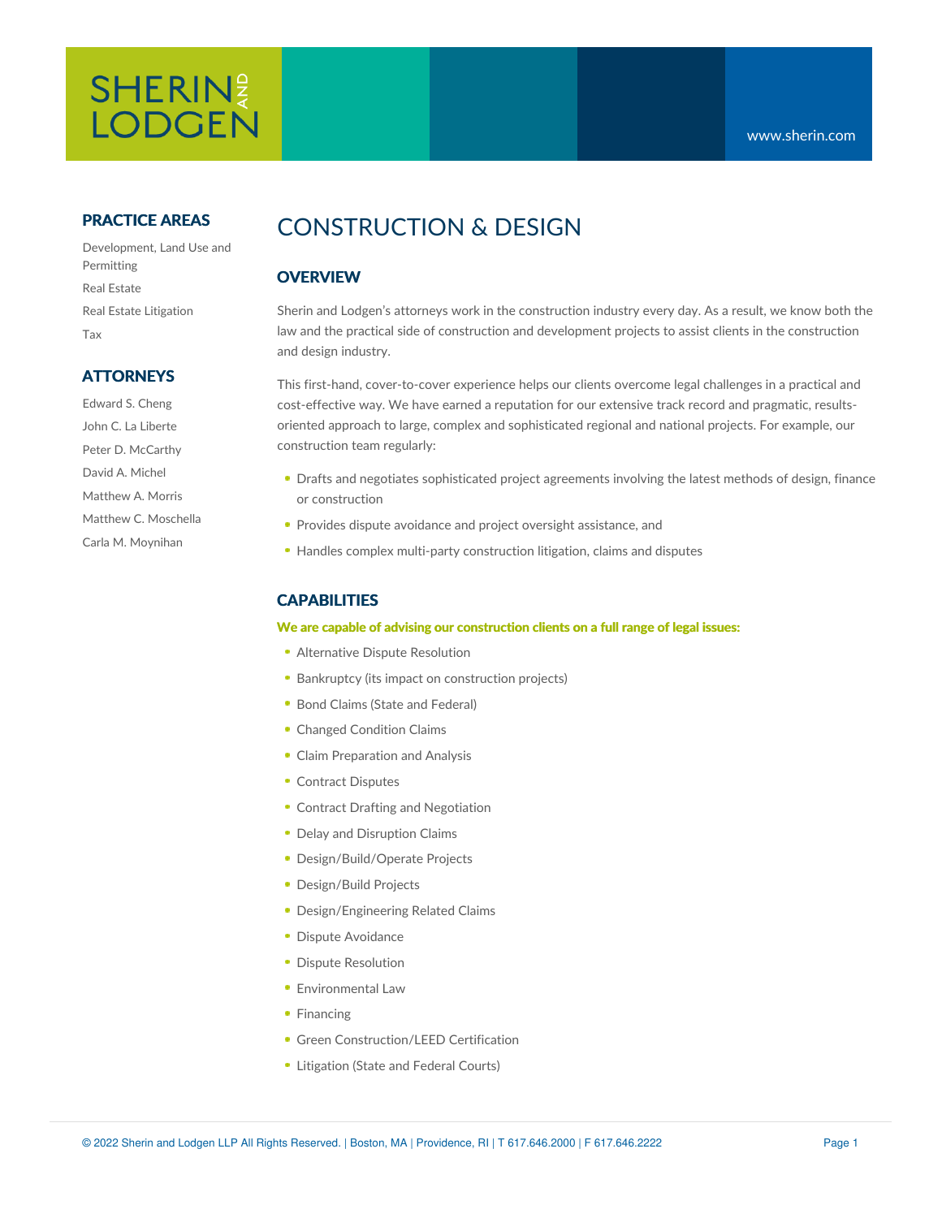SHERIN AND LODGEN

www.sherin.com

# CONSTRUCTION & DESIGN

## PRACTICE AREAS

Development, Land Use and Permitting

Real Estate

Real Estate Litigation

Tax

## ATTORNEYS

Edward S. Cheng

John C. La Liberte

Peter D. McCarthy

David A. Michel

Matthew A. Morris

Matthew C. Moschella

Carla M. Moynihan

## OVERVIEW

Sherin and Lodgen's attorneys work in the construction industry every day. As a result, we know both the law and the practical side of construction and development projects to assist clients in the construction and design industry.

This first-hand, cover-to-cover experience helps our clients overcome legal challenges in a practical and cost-effective way. We have earned a reputation for our extensive track record and pragmatic, results-oriented approach to large, complex and sophisticated regional and national projects. For example, our construction team regularly:

- Drafts and negotiates sophisticated project agreements involving the latest methods of design, finance or construction
- Provides dispute avoidance and project oversight assistance, and
- Handles complex multi-party construction litigation, claims and disputes

## CAPABILITIES

**We are capable of advising our construction clients on a full range of legal issues:**

- Alternative Dispute Resolution
- Bankruptcy (its impact on construction projects)
- Bond Claims (State and Federal)
- Changed Condition Claims
- Claim Preparation and Analysis
- Contract Disputes
- Contract Drafting and Negotiation
- Delay and Disruption Claims
- Design/Build/Operate Projects
- Design/Build Projects
- Design/Engineering Related Claims
- Dispute Avoidance
- Dispute Resolution
- Environmental Law
- Financing
- Green Construction/LEED Certification
- Litigation (State and Federal Courts)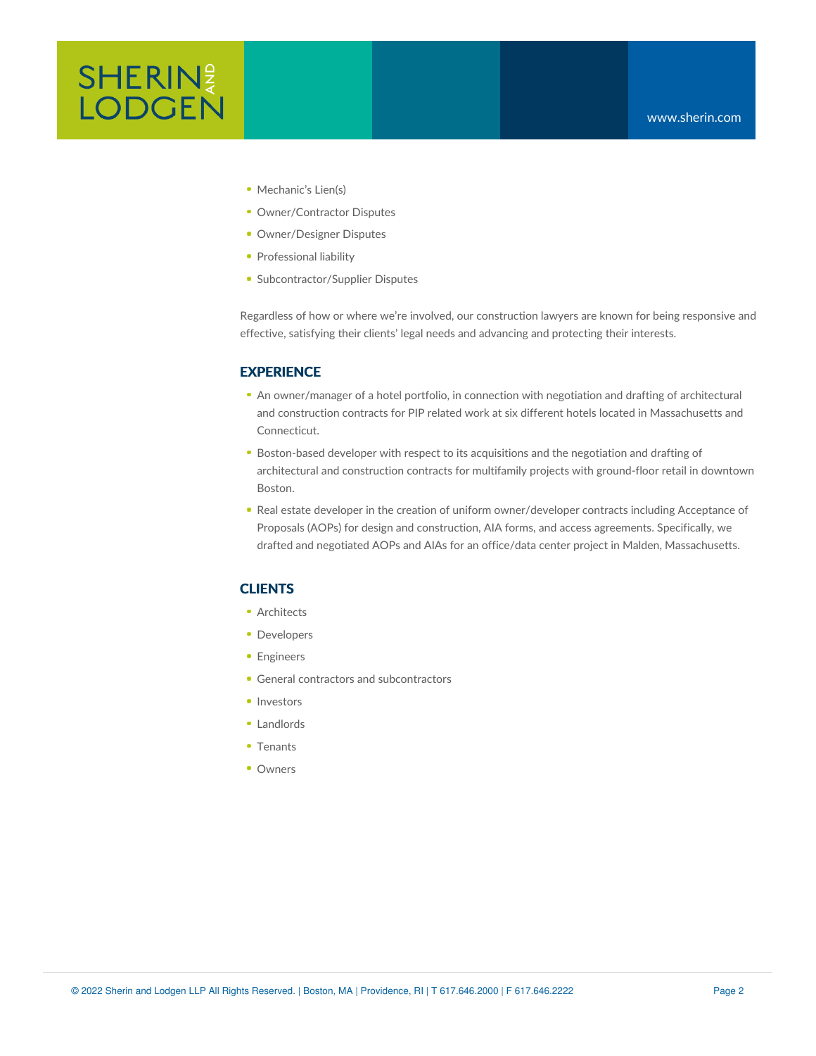- Mechanic's Lien(s)
- Owner/Contractor Disputes
- Owner/Designer Disputes
- Professional liability
- Subcontractor/Supplier Disputes

Regardless of how or where we're involved, our construction lawyers are known for being responsive and effective, satisfying their clients' legal needs and advancing and protecting their interests.

## EXPERIENCE

- An owner/manager of a hotel portfolio, in connection with negotiation and drafting of architectural and construction contracts for PIP related work at six different hotels located in Massachusetts and Connecticut.
- Boston-based developer with respect to its acquisitions and the negotiation and drafting of architectural and construction contracts for multifamily projects with ground-floor retail in downtown Boston.
- Real estate developer in the creation of uniform owner/developer contracts including Acceptance of Proposals (AOPs) for design and construction, AIA forms, and access agreements. Specifically, we drafted and negotiated AOPs and AIAs for an office/data center project in Malden, Massachusetts.

## CLIENTS

- Architects
- Developers
- Engineers
- General contractors and subcontractors
- Investors
- Landlords
- Tenants
- Owners